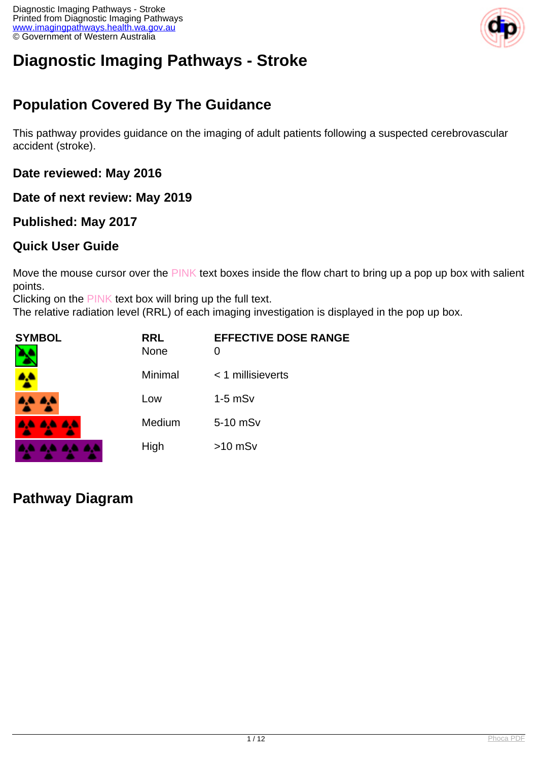# Diagnostic Imaging Pathways - Stroke

## Population Covered By The Guidance

This pathway provides guidance on the imaging of adult patients following a suspected cerebrovascular accident (stroke).

### Date reviewed: May 2016

### Date of next review: May 2019

### Published: May 2017

### Quick User Guide

Move the mouse cursor over the PINK text boxes inside the flow chart to bring up a pop up box with salient points.
Clicking on the PINK text box will bring up the full text.
The relative radiation level (RRL) of each imaging investigation is displayed in the pop up box.

| SYMBOL | RRL | EFFECTIVE DOSE RANGE |
|---|---|---|
| | None | 0 |
| | Minimal | < 1 millisieverts |
| | Low | 1-5 mSv |
| | Medium | 5-10 mSv |
| | High | >10 mSv |

## Pathway Diagram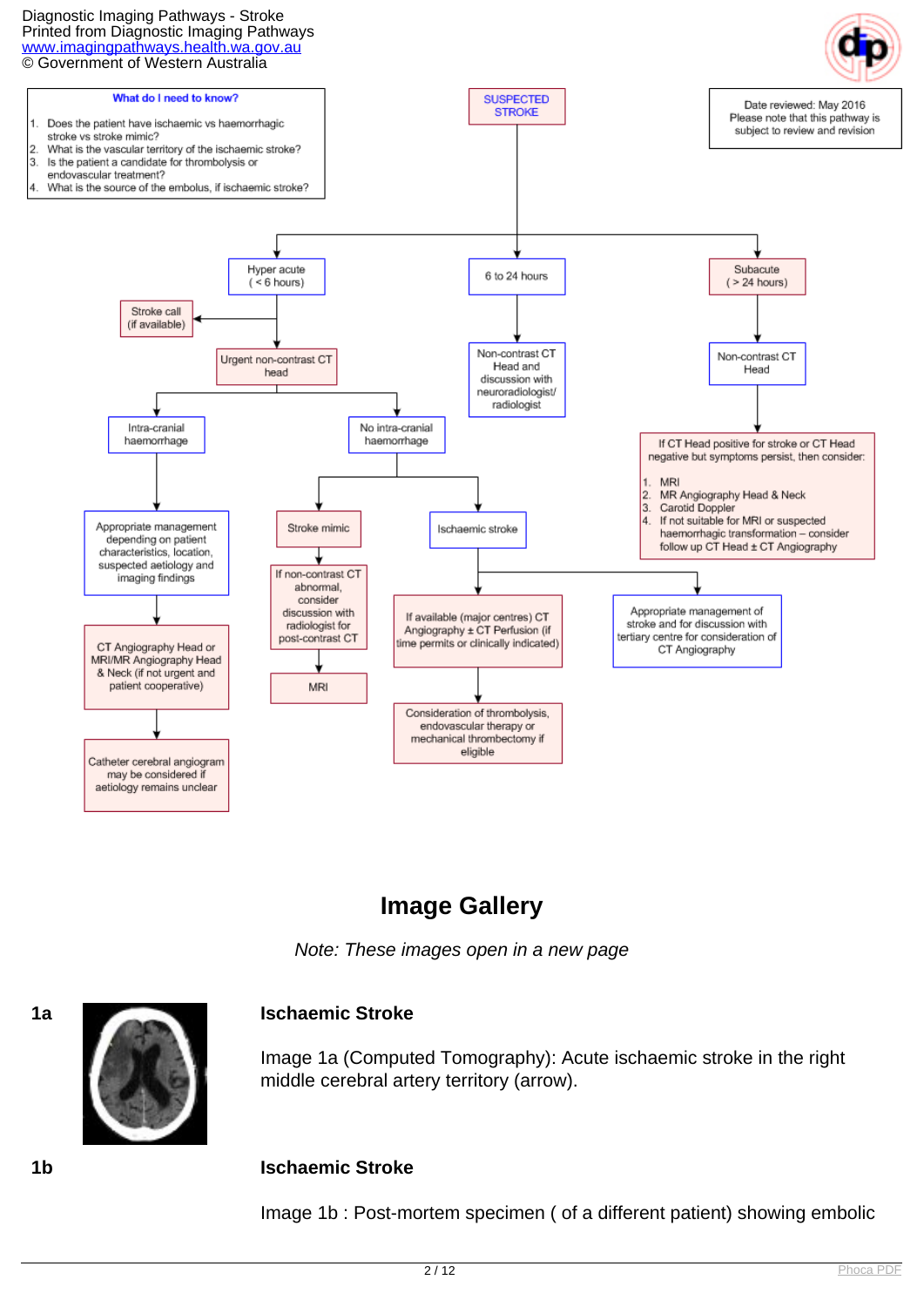Diagnostic Imaging Pathways - Stroke
Printed from Diagnostic Imaging Pathways
www.imagingpathways.health.wa.gov.au
© Government of Western Australia

**What do I need to know?**

1. Does the patient have ischaemic vs haemorrhagic stroke vs stroke mimic?
2. What is the vascular territory of the ischaemic stroke?
3. Is the patient a candidate for thrombolysis or endovascular treatment?
4. What is the source of the embolus, if ischaemic stroke?

Date reviewed: May 2016
Please note that this pathway is subject to review and revision

**SUSPECTED STROKE**

- **Hyper acute (< 6 hours)**
  - Stroke call (if available)
  - Urgent non-contrast CT head
    - **Intra-cranial haemorrhage**
      - Appropriate management depending on patient characteristics, location, suspected aetiology and imaging findings
      - CT Angiography Head or MRI/MR Angiography Head & Neck (if not urgent and patient cooperative)
      - Catheter cerebral angiogram may be considered if aetiology remains unclear
    - **No intra-cranial haemorrhage**
      - **Stroke mimic**
        - If non-contrast CT abnormal, consider discussion with radiologist for post-contrast CT
        - MRI
      - **Ischaemic stroke**
        - If available (major centres) CT Angiography ± CT Perfusion (if time permits or clinically indicated)
          - Consideration of thrombolysis, endovascular therapy or mechanical thrombectomy if eligible
        - Appropriate management of stroke and for discussion with tertiary centre for consideration of CT Angiography
- **6 to 24 hours**
  - Non-contrast CT Head and discussion with neuroradiologist/ radiologist
- **Subacute (> 24 hours)**
  - Non-contrast CT Head
  - If CT Head positive for stroke or CT Head negative but symptoms persist, then consider:
    1. MRI
    2. MR Angiography Head & Neck
    3. Carotid Doppler
    4. If not suitable for MRI or suspected haemorrhagic transformation – consider follow up CT Head ± CT Angiography

## Image Gallery

*Note: These images open in a new page*

**1a**

### Ischaemic Stroke

Image 1a (Computed Tomography): Acute ischaemic stroke in the right middle cerebral artery territory (arrow).

**1b**

### Ischaemic Stroke

Image 1b : Post-mortem specimen ( of a different patient) showing embolic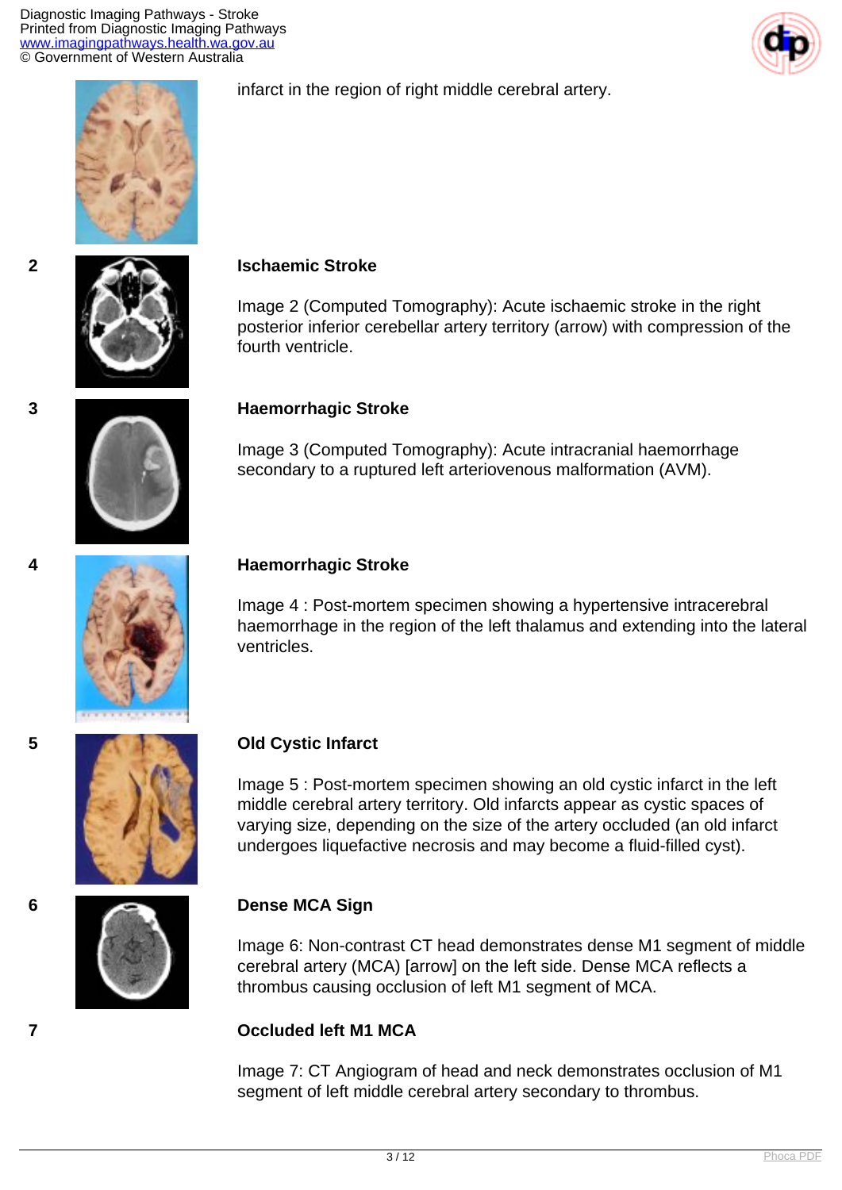infarct in the region of right middle cerebral artery.

2

**Ischaemic Stroke**

Image 2 (Computed Tomography): Acute ischaemic stroke in the right posterior inferior cerebellar artery territory (arrow) with compression of the fourth ventricle.

3

**Haemorrhagic Stroke**

Image 3 (Computed Tomography): Acute intracranial haemorrhage secondary to a ruptured left arteriovenous malformation (AVM).

4

**Haemorrhagic Stroke**

Image 4 : Post-mortem specimen showing a hypertensive intracerebral haemorrhage in the region of the left thalamus and extending into the lateral ventricles.

5

**Old Cystic Infarct**

Image 5 : Post-mortem specimen showing an old cystic infarct in the left middle cerebral artery territory. Old infarcts appear as cystic spaces of varying size, depending on the size of the artery occluded (an old infarct undergoes liquefactive necrosis and may become a fluid-filled cyst).

6

**Dense MCA Sign**

Image 6: Non-contrast CT head demonstrates dense M1 segment of middle cerebral artery (MCA) [arrow] on the left side. Dense MCA reflects a thrombus causing occlusion of left M1 segment of MCA.

7

**Occluded left M1 MCA**

Image 7: CT Angiogram of head and neck demonstrates occlusion of M1 segment of left middle cerebral artery secondary to thrombus.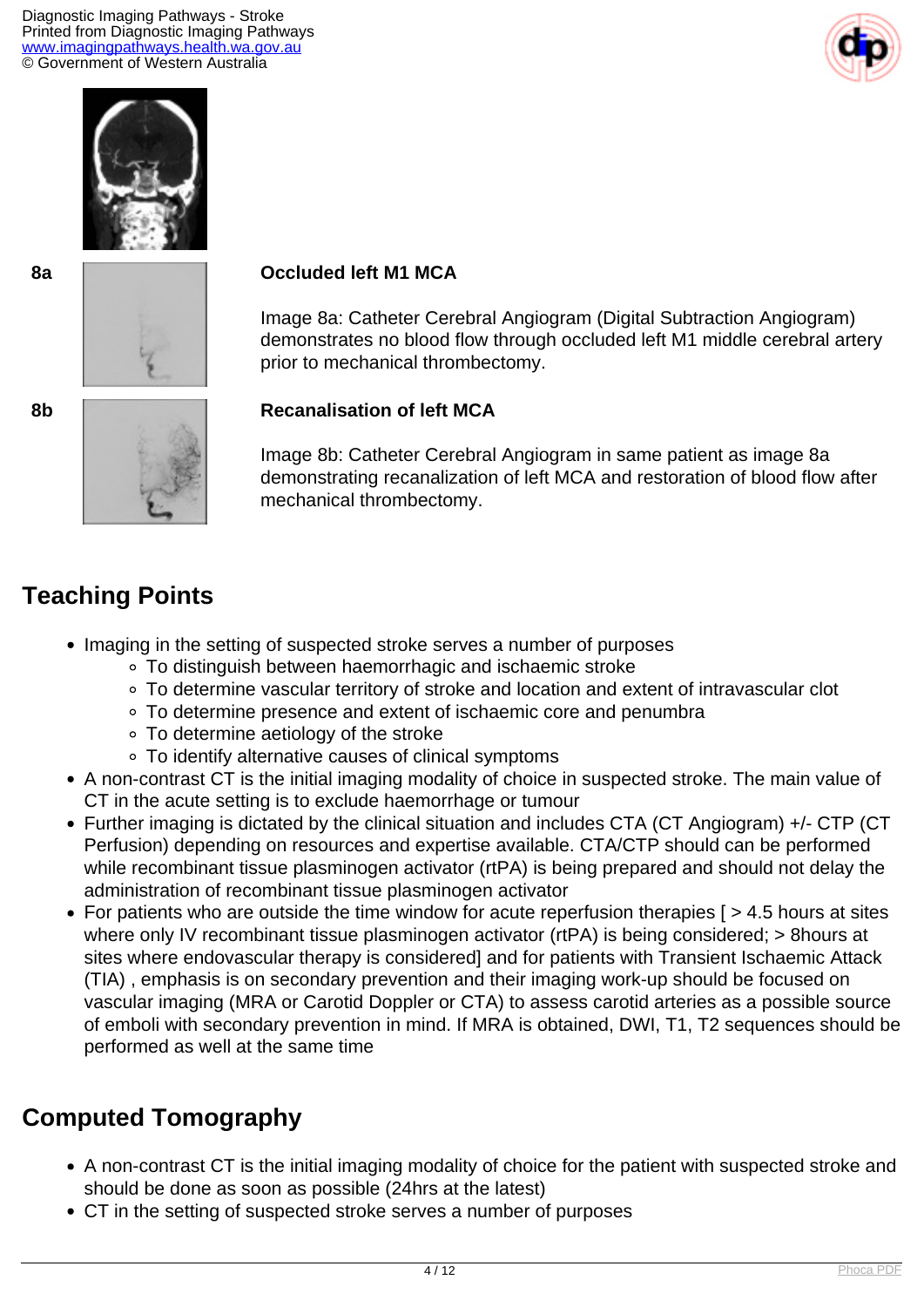8a

**Occluded left M1 MCA**

Image 8a: Catheter Cerebral Angiogram (Digital Subtraction Angiogram) demonstrates no blood flow through occluded left M1 middle cerebral artery prior to mechanical thrombectomy.

8b

**Recanalisation of left MCA**

Image 8b: Catheter Cerebral Angiogram in same patient as image 8a demonstrating recanalization of left MCA and restoration of blood flow after mechanical thrombectomy.

## Teaching Points

- Imaging in the setting of suspected stroke serves a number of purposes
    - To distinguish between haemorrhagic and ischaemic stroke
    - To determine vascular territory of stroke and location and extent of intravascular clot
    - To determine presence and extent of ischaemic core and penumbra
    - To determine aetiology of the stroke
    - To identify alternative causes of clinical symptoms
- A non-contrast CT is the initial imaging modality of choice in suspected stroke. The main value of CT in the acute setting is to exclude haemorrhage or tumour
- Further imaging is dictated by the clinical situation and includes CTA (CT Angiogram) +/- CTP (CT Perfusion) depending on resources and expertise available. CTA/CTP should can be performed while recombinant tissue plasminogen activator (rtPA) is being prepared and should not delay the administration of recombinant tissue plasminogen activator
- For patients who are outside the time window for acute reperfusion therapies [ > 4.5 hours at sites where only IV recombinant tissue plasminogen activator (rtPA) is being considered; > 8hours at sites where endovascular therapy is considered] and for patients with Transient Ischaemic Attack (TIA) , emphasis is on secondary prevention and their imaging work-up should be focused on vascular imaging (MRA or Carotid Doppler or CTA) to assess carotid arteries as a possible source of emboli with secondary prevention in mind. If MRA is obtained, DWI, T1, T2 sequences should be performed as well at the same time

## Computed Tomography

- A non-contrast CT is the initial imaging modality of choice for the patient with suspected stroke and should be done as soon as possible (24hrs at the latest)
- CT in the setting of suspected stroke serves a number of purposes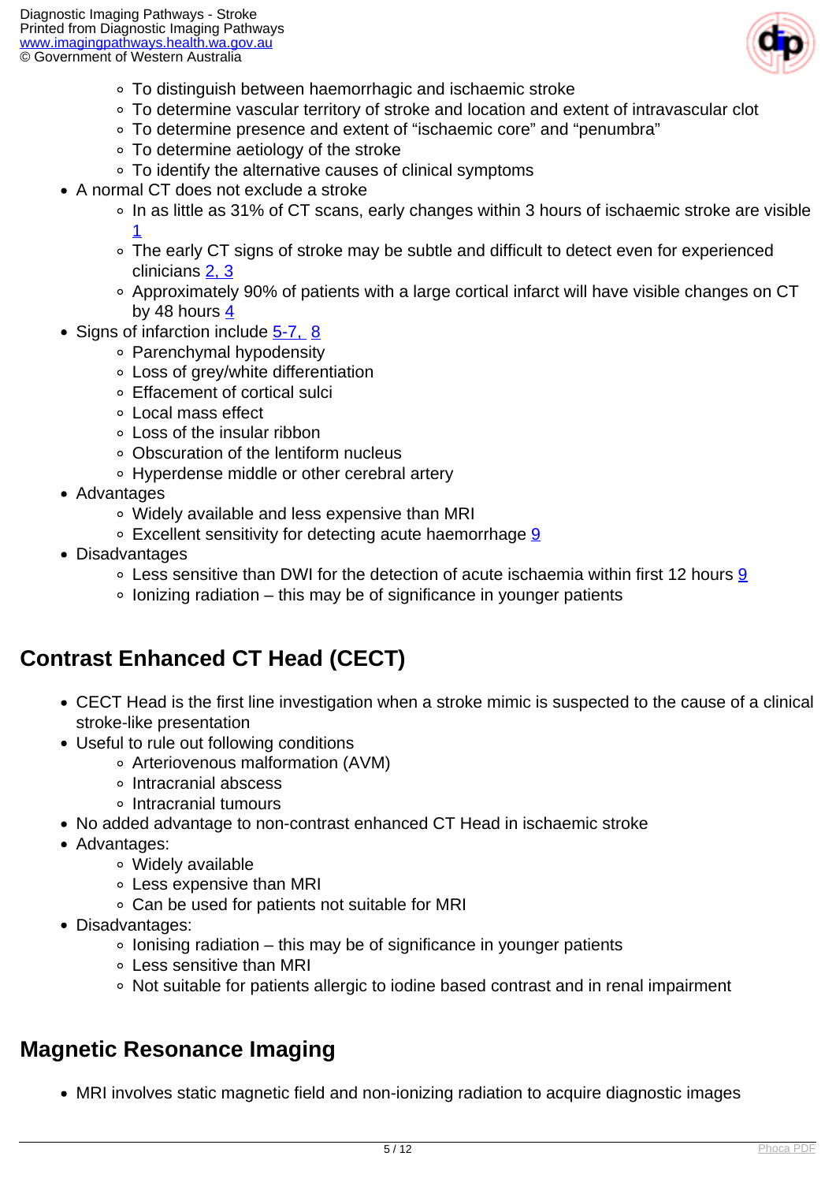- To distinguish between haemorrhagic and ischaemic stroke
    - To determine vascular territory of stroke and location and extent of intravascular clot
    - To determine presence and extent of "ischaemic core" and "penumbra"
    - To determine aetiology of the stroke
    - To identify the alternative causes of clinical symptoms
- A normal CT does not exclude a stroke
    - In as little as 31% of CT scans, early changes within 3 hours of ischaemic stroke are visible [1]
    - The early CT signs of stroke may be subtle and difficult to detect even for experienced clinicians [2, 3]
    - Approximately 90% of patients with a large cortical infarct will have visible changes on CT by 48 hours [4]
- Signs of infarction include [5-7, 8]
    - Parenchymal hypodensity
    - Loss of grey/white differentiation
    - Effacement of cortical sulci
    - Local mass effect
    - Loss of the insular ribbon
    - Obscuration of the lentiform nucleus
    - Hyperdense middle or other cerebral artery
- Advantages
    - Widely available and less expensive than MRI
    - Excellent sensitivity for detecting acute haemorrhage [9]
- Disadvantages
    - Less sensitive than DWI for the detection of acute ischaemia within first 12 hours [9]
    - Ionizing radiation – this may be of significance in younger patients

## Contrast Enhanced CT Head (CECT)

- CECT Head is the first line investigation when a stroke mimic is suspected to the cause of a clinical stroke-like presentation
- Useful to rule out following conditions
    - Arteriovenous malformation (AVM)
    - Intracranial abscess
    - Intracranial tumours
- No added advantage to non-contrast enhanced CT Head in ischaemic stroke
- Advantages:
    - Widely available
    - Less expensive than MRI
    - Can be used for patients not suitable for MRI
- Disadvantages:
    - Ionising radiation – this may be of significance in younger patients
    - Less sensitive than MRI
    - Not suitable for patients allergic to iodine based contrast and in renal impairment

## Magnetic Resonance Imaging

- MRI involves static magnetic field and non-ionizing radiation to acquire diagnostic images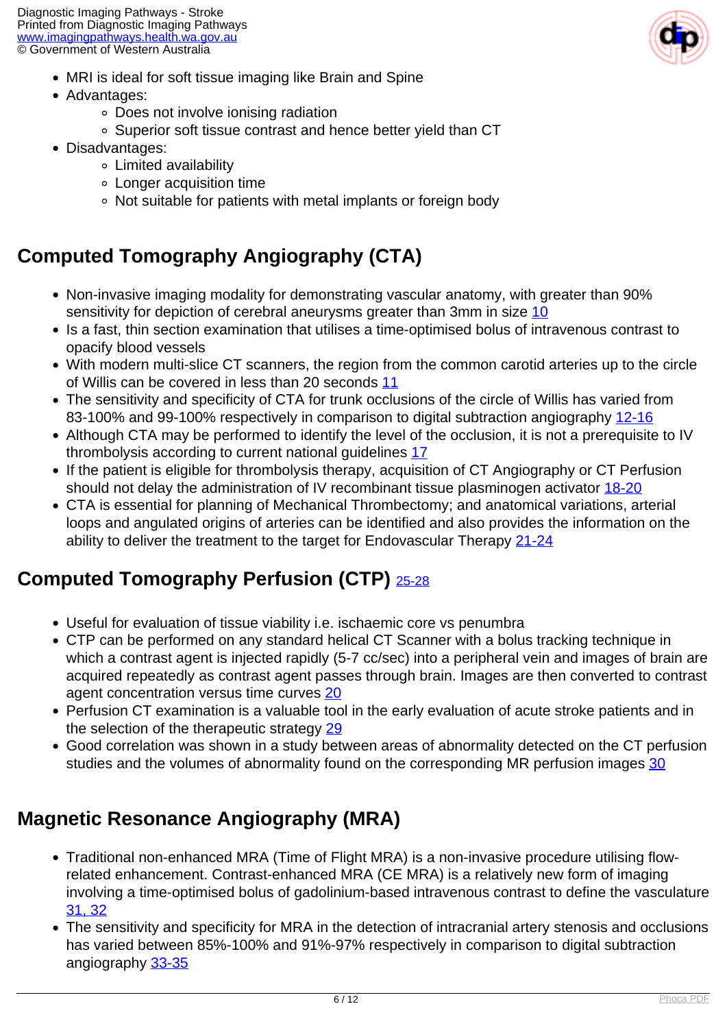- MRI is ideal for soft tissue imaging like Brain and Spine
- Advantages:
  - Does not involve ionising radiation
  - Superior soft tissue contrast and hence better yield than CT
- Disadvantages:
  - Limited availability
  - Longer acquisition time
  - Not suitable for patients with metal implants or foreign body

## Computed Tomography Angiography (CTA)

- Non-invasive imaging modality for demonstrating vascular anatomy, with greater than 90% sensitivity for depiction of cerebral aneurysms greater than 3mm in size [10]
- Is a fast, thin section examination that utilises a time-optimised bolus of intravenous contrast to opacify blood vessels
- With modern multi-slice CT scanners, the region from the common carotid arteries up to the circle of Willis can be covered in less than 20 seconds [11]
- The sensitivity and specificity of CTA for trunk occlusions of the circle of Willis has varied from 83-100% and 99-100% respectively in comparison to digital subtraction angiography [12-16]
- Although CTA may be performed to identify the level of the occlusion, it is not a prerequisite to IV thrombolysis according to current national guidelines [17]
- If the patient is eligible for thrombolysis therapy, acquisition of CT Angiography or CT Perfusion should not delay the administration of IV recombinant tissue plasminogen activator [18-20]
- CTA is essential for planning of Mechanical Thrombectomy; and anatomical variations, arterial loops and angulated origins of arteries can be identified and also provides the information on the ability to deliver the treatment to the target for Endovascular Therapy [21-24]

## Computed Tomography Perfusion (CTP) [25-28]

- Useful for evaluation of tissue viability i.e. ischaemic core vs penumbra
- CTP can be performed on any standard helical CT Scanner with a bolus tracking technique in which a contrast agent is injected rapidly (5-7 cc/sec) into a peripheral vein and images of brain are acquired repeatedly as contrast agent passes through brain. Images are then converted to contrast agent concentration versus time curves [20]
- Perfusion CT examination is a valuable tool in the early evaluation of acute stroke patients and in the selection of the therapeutic strategy [29]
- Good correlation was shown in a study between areas of abnormality detected on the CT perfusion studies and the volumes of abnormality found on the corresponding MR perfusion images [30]

## Magnetic Resonance Angiography (MRA)

- Traditional non-enhanced MRA (Time of Flight MRA) is a non-invasive procedure utilising flow-related enhancement. Contrast-enhanced MRA (CE MRA) is a relatively new form of imaging involving a time-optimised bolus of gadolinium-based intravenous contrast to define the vasculature [31, 32]
- The sensitivity and specificity for MRA in the detection of intracranial artery stenosis and occlusions has varied between 85%-100% and 91%-97% respectively in comparison to digital subtraction angiography [33-35]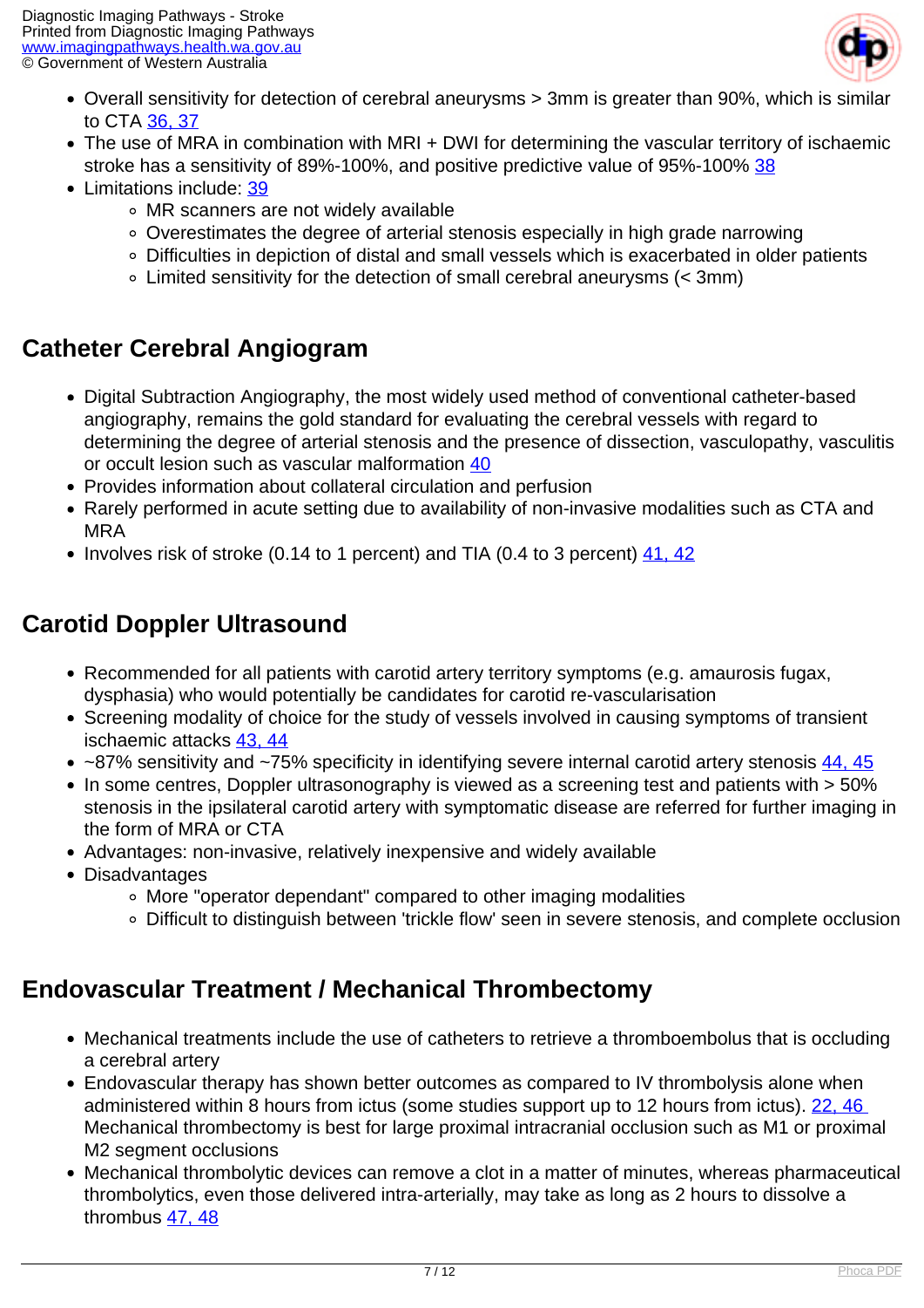- Overall sensitivity for detection of cerebral aneurysms > 3mm is greater than 90%, which is similar to CTA 36, 37
- The use of MRA in combination with MRI + DWI for determining the vascular territory of ischaemic stroke has a sensitivity of 89%-100%, and positive predictive value of 95%-100% 38
- Limitations include: 39
  - MR scanners are not widely available
  - Overestimates the degree of arterial stenosis especially in high grade narrowing
  - Difficulties in depiction of distal and small vessels which is exacerbated in older patients
  - Limited sensitivity for the detection of small cerebral aneurysms (< 3mm)

## Catheter Cerebral Angiogram

- Digital Subtraction Angiography, the most widely used method of conventional catheter-based angiography, remains the gold standard for evaluating the cerebral vessels with regard to determining the degree of arterial stenosis and the presence of dissection, vasculopathy, vasculitis or occult lesion such as vascular malformation 40
- Provides information about collateral circulation and perfusion
- Rarely performed in acute setting due to availability of non-invasive modalities such as CTA and MRA
- Involves risk of stroke (0.14 to 1 percent) and TIA (0.4 to 3 percent) 41, 42

## Carotid Doppler Ultrasound

- Recommended for all patients with carotid artery territory symptoms (e.g. amaurosis fugax, dysphasia) who would potentially be candidates for carotid re-vascularisation
- Screening modality of choice for the study of vessels involved in causing symptoms of transient ischaemic attacks 43, 44
- ~87% sensitivity and ~75% specificity in identifying severe internal carotid artery stenosis 44, 45
- In some centres, Doppler ultrasonography is viewed as a screening test and patients with > 50% stenosis in the ipsilateral carotid artery with symptomatic disease are referred for further imaging in the form of MRA or CTA
- Advantages: non-invasive, relatively inexpensive and widely available
- Disadvantages
  - More "operator dependant" compared to other imaging modalities
  - Difficult to distinguish between 'trickle flow' seen in severe stenosis, and complete occlusion

## Endovascular Treatment / Mechanical Thrombectomy

- Mechanical treatments include the use of catheters to retrieve a thromboembolus that is occluding a cerebral artery
- Endovascular therapy has shown better outcomes as compared to IV thrombolysis alone when administered within 8 hours from ictus (some studies support up to 12 hours from ictus). 22, 46 Mechanical thrombectomy is best for large proximal intracranial occlusion such as M1 or proximal M2 segment occlusions
- Mechanical thrombolytic devices can remove a clot in a matter of minutes, whereas pharmaceutical thrombolytics, even those delivered intra-arterially, may take as long as 2 hours to dissolve a thrombus 47, 48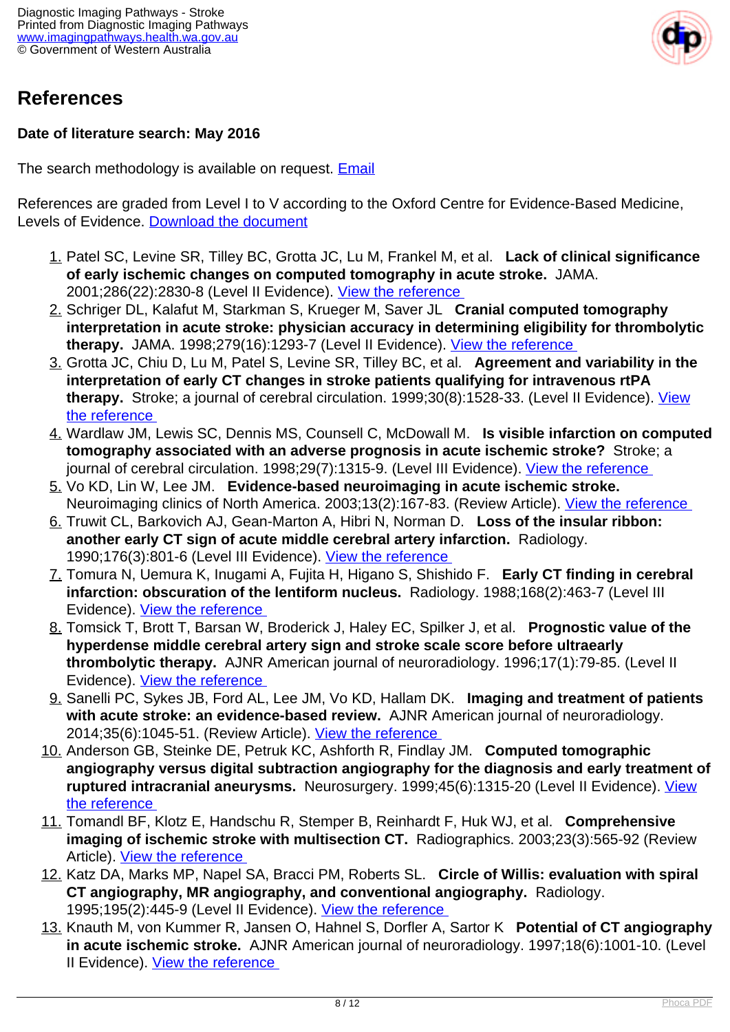## References

**Date of literature search: May 2016**

The search methodology is available on request. [Email](#)

References are graded from Level I to V according to the Oxford Centre for Evidence-Based Medicine, Levels of Evidence. [Download the document](#)

1. Patel SC, Levine SR, Tilley BC, Grotta JC, Lu M, Frankel M, et al. **Lack of clinical significance of early ischemic changes on computed tomography in acute stroke.** JAMA. 2001;286(22):2830-8 (Level II Evidence). [View the reference](#)
2. Schriger DL, Kalafut M, Starkman S, Krueger M, Saver JL **Cranial computed tomography interpretation in acute stroke: physician accuracy in determining eligibility for thrombolytic therapy.** JAMA. 1998;279(16):1293-7 (Level II Evidence). [View the reference](#)
3. Grotta JC, Chiu D, Lu M, Patel S, Levine SR, Tilley BC, et al. **Agreement and variability in the interpretation of early CT changes in stroke patients qualifying for intravenous rtPA therapy.** Stroke; a journal of cerebral circulation. 1999;30(8):1528-33. (Level II Evidence). [View the reference](#)
4. Wardlaw JM, Lewis SC, Dennis MS, Counsell C, McDowall M. **Is visible infarction on computed tomography associated with an adverse prognosis in acute ischemic stroke?** Stroke; a journal of cerebral circulation. 1998;29(7):1315-9. (Level III Evidence). [View the reference](#)
5. Vo KD, Lin W, Lee JM. **Evidence-based neuroimaging in acute ischemic stroke.** Neuroimaging clinics of North America. 2003;13(2):167-83. (Review Article). [View the reference](#)
6. Truwit CL, Barkovich AJ, Gean-Marton A, Hibri N, Norman D. **Loss of the insular ribbon: another early CT sign of acute middle cerebral artery infarction.** Radiology. 1990;176(3):801-6 (Level III Evidence). [View the reference](#)
7. Tomura N, Uemura K, Inugami A, Fujita H, Higano S, Shishido F. **Early CT finding in cerebral infarction: obscuration of the lentiform nucleus.** Radiology. 1988;168(2):463-7 (Level III Evidence). [View the reference](#)
8. Tomsick T, Brott T, Barsan W, Broderick J, Haley EC, Spilker J, et al. **Prognostic value of the hyperdense middle cerebral artery sign and stroke scale score before ultraearly thrombolytic therapy.** AJNR American journal of neuroradiology. 1996;17(1):79-85. (Level II Evidence). [View the reference](#)
9. Sanelli PC, Sykes JB, Ford AL, Lee JM, Vo KD, Hallam DK. **Imaging and treatment of patients with acute stroke: an evidence-based review.** AJNR American journal of neuroradiology. 2014;35(6):1045-51. (Review Article). [View the reference](#)
10. Anderson GB, Steinke DE, Petruk KC, Ashforth R, Findlay JM. **Computed tomographic angiography versus digital subtraction angiography for the diagnosis and early treatment of ruptured intracranial aneurysms.** Neurosurgery. 1999;45(6):1315-20 (Level II Evidence). [View the reference](#)
11. Tomandl BF, Klotz E, Handschu R, Stemper B, Reinhardt F, Huk WJ, et al. **Comprehensive imaging of ischemic stroke with multisection CT.** Radiographics. 2003;23(3):565-92 (Review Article). [View the reference](#)
12. Katz DA, Marks MP, Napel SA, Bracci PM, Roberts SL. **Circle of Willis: evaluation with spiral CT angiography, MR angiography, and conventional angiography.** Radiology. 1995;195(2):445-9 (Level II Evidence). [View the reference](#)
13. Knauth M, von Kummer R, Jansen O, Hahnel S, Dorfler A, Sartor K **Potential of CT angiography in acute ischemic stroke.** AJNR American journal of neuroradiology. 1997;18(6):1001-10. (Level II Evidence). [View the reference](#)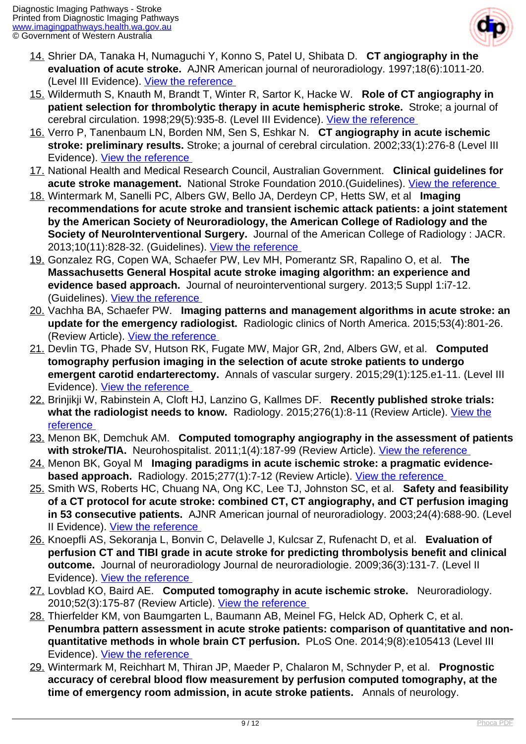14. Shrier DA, Tanaka H, Numaguchi Y, Konno S, Patel U, Shibata D. **CT angiography in the evaluation of acute stroke.** AJNR American journal of neuroradiology. 1997;18(6):1011-20. (Level III Evidence). [View the reference]
15. Wildermuth S, Knauth M, Brandt T, Winter R, Sartor K, Hacke W. **Role of CT angiography in patient selection for thrombolytic therapy in acute hemispheric stroke.** Stroke; a journal of cerebral circulation. 1998;29(5):935-8. (Level III Evidence). [View the reference]
16. Verro P, Tanenbaum LN, Borden NM, Sen S, Eshkar N. **CT angiography in acute ischemic stroke: preliminary results.** Stroke; a journal of cerebral circulation. 2002;33(1):276-8 (Level III Evidence). [View the reference]
17. National Health and Medical Research Council, Australian Government. **Clinical guidelines for acute stroke management.** National Stroke Foundation 2010.(Guidelines). [View the reference]
18. Wintermark M, Sanelli PC, Albers GW, Bello JA, Derdeyn CP, Hetts SW, et al **Imaging recommendations for acute stroke and transient ischemic attack patients: a joint statement by the American Society of Neuroradiology, the American College of Radiology and the Society of NeuroInterventional Surgery.** Journal of the American College of Radiology : JACR. 2013;10(11):828-32. (Guidelines). [View the reference]
19. Gonzalez RG, Copen WA, Schaefer PW, Lev MH, Pomerantz SR, Rapalino O, et al. **The Massachusetts General Hospital acute stroke imaging algorithm: an experience and evidence based approach.** Journal of neurointerventional surgery. 2013;5 Suppl 1:i7-12. (Guidelines). [View the reference]
20. Vachha BA, Schaefer PW. **Imaging patterns and management algorithms in acute stroke: an update for the emergency radiologist.** Radiologic clinics of North America. 2015;53(4):801-26. (Review Article). [View the reference]
21. Devlin TG, Phade SV, Hutson RK, Fugate MW, Major GR, 2nd, Albers GW, et al. **Computed tomography perfusion imaging in the selection of acute stroke patients to undergo emergent carotid endarterectomy.** Annals of vascular surgery. 2015;29(1):125.e1-11. (Level III Evidence). [View the reference]
22. Brinjikji W, Rabinstein A, Cloft HJ, Lanzino G, Kallmes DF. **Recently published stroke trials: what the radiologist needs to know.** Radiology. 2015;276(1):8-11 (Review Article). [View the reference]
23. Menon BK, Demchuk AM. **Computed tomography angiography in the assessment of patients with stroke/TIA.** Neurohospitalist. 2011;1(4):187-99 (Review Article). [View the reference]
24. Menon BK, Goyal M **Imaging paradigms in acute ischemic stroke: a pragmatic evidence-based approach.** Radiology. 2015;277(1):7-12 (Review Article). [View the reference]
25. Smith WS, Roberts HC, Chuang NA, Ong KC, Lee TJ, Johnston SC, et al. **Safety and feasibility of a CT protocol for acute stroke: combined CT, CT angiography, and CT perfusion imaging in 53 consecutive patients.** AJNR American journal of neuroradiology. 2003;24(4):688-90. (Level II Evidence). [View the reference]
26. Knoepfli AS, Sekoranja L, Bonvin C, Delavelle J, Kulcsar Z, Rufenacht D, et al. **Evaluation of perfusion CT and TIBI grade in acute stroke for predicting thrombolysis benefit and clinical outcome.** Journal of neuroradiology Journal de neuroradiologie. 2009;36(3):131-7. (Level II Evidence). [View the reference]
27. Lovblad KO, Baird AE. **Computed tomography in acute ischemic stroke.** Neuroradiology. 2010;52(3):175-87 (Review Article). [View the reference]
28. Thierfelder KM, von Baumgarten L, Baumann AB, Meinel FG, Helck AD, Opherk C, et al. **Penumbra pattern assessment in acute stroke patients: comparison of quantitative and non-quantitative methods in whole brain CT perfusion.** PLoS One. 2014;9(8):e105413 (Level III Evidence). [View the reference]
29. Wintermark M, Reichhart M, Thiran JP, Maeder P, Chalaron M, Schnyder P, et al. **Prognostic accuracy of cerebral blood flow measurement by perfusion computed tomography, at the time of emergency room admission, in acute stroke patients.** Annals of neurology.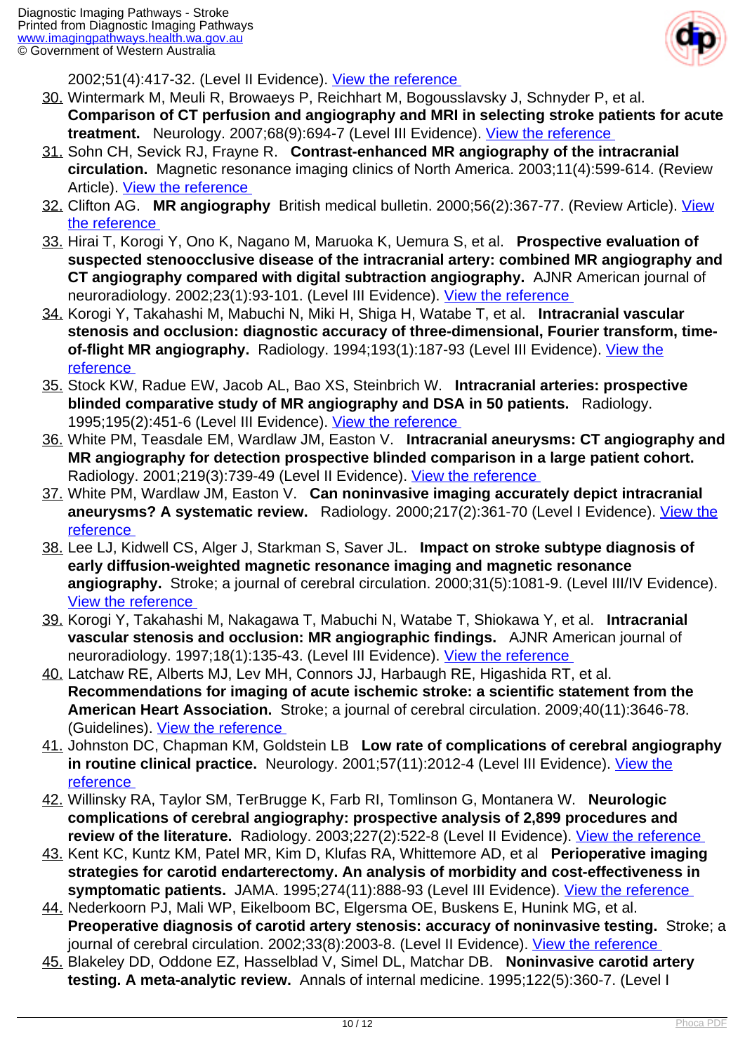2002;51(4):417-32. (Level II Evidence). View the reference

30. Wintermark M, Meuli R, Browaeys P, Reichhart M, Bogousslavsky J, Schnyder P, et al. **Comparison of CT perfusion and angiography and MRI in selecting stroke patients for acute treatment.** Neurology. 2007;68(9):694-7 (Level III Evidence). View the reference
31. Sohn CH, Sevick RJ, Frayne R. **Contrast-enhanced MR angiography of the intracranial circulation.** Magnetic resonance imaging clinics of North America. 2003;11(4):599-614. (Review Article). View the reference
32. Clifton AG. **MR angiography** British medical bulletin. 2000;56(2):367-77. (Review Article). View the reference
33. Hirai T, Korogi Y, Ono K, Nagano M, Maruoka K, Uemura S, et al. **Prospective evaluation of suspected stenoocclusive disease of the intracranial artery: combined MR angiography and CT angiography compared with digital subtraction angiography.** AJNR American journal of neuroradiology. 2002;23(1):93-101. (Level III Evidence). View the reference
34. Korogi Y, Takahashi M, Mabuchi N, Miki H, Shiga H, Watabe T, et al. **Intracranial vascular stenosis and occlusion: diagnostic accuracy of three-dimensional, Fourier transform, time-of-flight MR angiography.** Radiology. 1994;193(1):187-93 (Level III Evidence). View the reference
35. Stock KW, Radue EW, Jacob AL, Bao XS, Steinbrich W. **Intracranial arteries: prospective blinded comparative study of MR angiography and DSA in 50 patients.** Radiology. 1995;195(2):451-6 (Level III Evidence). View the reference
36. White PM, Teasdale EM, Wardlaw JM, Easton V. **Intracranial aneurysms: CT angiography and MR angiography for detection prospective blinded comparison in a large patient cohort.** Radiology. 2001;219(3):739-49 (Level II Evidence). View the reference
37. White PM, Wardlaw JM, Easton V. **Can noninvasive imaging accurately depict intracranial aneurysms? A systematic review.** Radiology. 2000;217(2):361-70 (Level I Evidence). View the reference
38. Lee LJ, Kidwell CS, Alger J, Starkman S, Saver JL. **Impact on stroke subtype diagnosis of early diffusion-weighted magnetic resonance imaging and magnetic resonance angiography.** Stroke; a journal of cerebral circulation. 2000;31(5):1081-9. (Level III/IV Evidence). View the reference
39. Korogi Y, Takahashi M, Nakagawa T, Mabuchi N, Watabe T, Shiokawa Y, et al. **Intracranial vascular stenosis and occlusion: MR angiographic findings.** AJNR American journal of neuroradiology. 1997;18(1):135-43. (Level III Evidence). View the reference
40. Latchaw RE, Alberts MJ, Lev MH, Connors JJ, Harbaugh RE, Higashida RT, et al. **Recommendations for imaging of acute ischemic stroke: a scientific statement from the American Heart Association.** Stroke; a journal of cerebral circulation. 2009;40(11):3646-78. (Guidelines). View the reference
41. Johnston DC, Chapman KM, Goldstein LB **Low rate of complications of cerebral angiography in routine clinical practice.** Neurology. 2001;57(11):2012-4 (Level III Evidence). View the reference
42. Willinsky RA, Taylor SM, TerBrugge K, Farb RI, Tomlinson G, Montanera W. **Neurologic complications of cerebral angiography: prospective analysis of 2,899 procedures and review of the literature.** Radiology. 2003;227(2):522-8 (Level II Evidence). View the reference
43. Kent KC, Kuntz KM, Patel MR, Kim D, Klufas RA, Whittemore AD, et al **Perioperative imaging strategies for carotid endarterectomy. An analysis of morbidity and cost-effectiveness in symptomatic patients.** JAMA. 1995;274(11):888-93 (Level III Evidence). View the reference
44. Nederkoorn PJ, Mali WP, Eikelboom BC, Elgersma OE, Buskens E, Hunink MG, et al. **Preoperative diagnosis of carotid artery stenosis: accuracy of noninvasive testing.** Stroke; a journal of cerebral circulation. 2002;33(8):2003-8. (Level II Evidence). View the reference
45. Blakeley DD, Oddone EZ, Hasselblad V, Simel DL, Matchar DB. **Noninvasive carotid artery testing. A meta-analytic review.** Annals of internal medicine. 1995;122(5):360-7. (Level I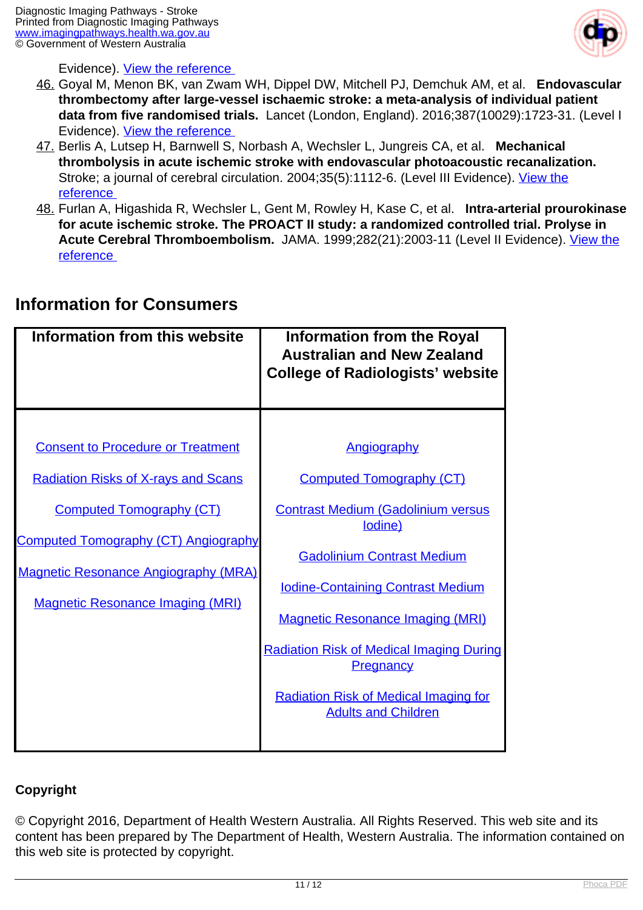Evidence). View the reference

46. Goyal M, Menon BK, van Zwam WH, Dippel DW, Mitchell PJ, Demchuk AM, et al. **Endovascular thrombectomy after large-vessel ischaemic stroke: a meta-analysis of individual patient data from five randomised trials.** Lancet (London, England). 2016;387(10029):1723-31. (Level I Evidence). View the reference
47. Berlis A, Lutsep H, Barnwell S, Norbash A, Wechsler L, Jungreis CA, et al. **Mechanical thrombolysis in acute ischemic stroke with endovascular photoacoustic recanalization.** Stroke; a journal of cerebral circulation. 2004;35(5):1112-6. (Level III Evidence). View the reference
48. Furlan A, Higashida R, Wechsler L, Gent M, Rowley H, Kase C, et al. **Intra-arterial prourokinase for acute ischemic stroke. The PROACT II study: a randomized controlled trial. Prolyse in Acute Cerebral Thromboembolism.** JAMA. 1999;282(21):2003-11 (Level II Evidence). View the reference

## Information for Consumers

| Information from this website | Information from the Royal Australian and New Zealand College of Radiologists' website |
|---|---|
| Consent to Procedure or Treatment<br>Radiation Risks of X-rays and Scans<br>Computed Tomography (CT)<br>Computed Tomography (CT) Angiography<br>Magnetic Resonance Angiography (MRA)<br>Magnetic Resonance Imaging (MRI) | Angiography<br>Computed Tomography (CT)<br>Contrast Medium (Gadolinium versus Iodine)<br>Gadolinium Contrast Medium<br>Iodine-Containing Contrast Medium<br>Magnetic Resonance Imaging (MRI)<br>Radiation Risk of Medical Imaging During Pregnancy<br>Radiation Risk of Medical Imaging for Adults and Children |

**Copyright**

© Copyright 2016, Department of Health Western Australia. All Rights Reserved. This web site and its content has been prepared by The Department of Health, Western Australia. The information contained on this web site is protected by copyright.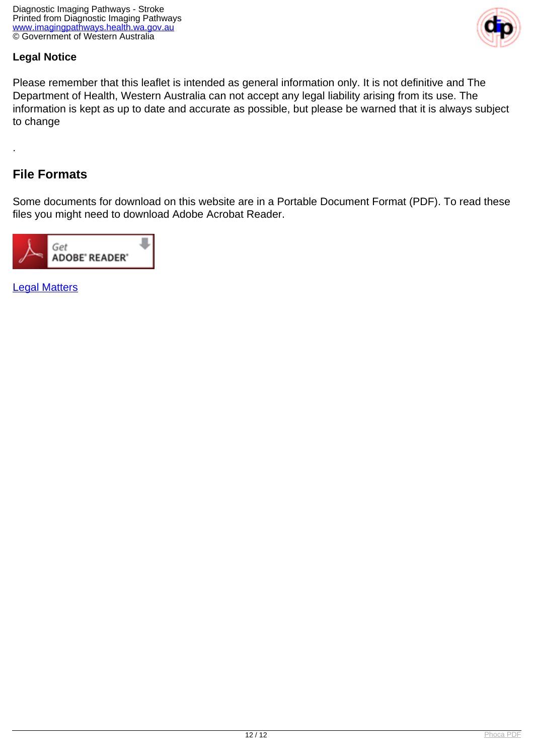## Legal Notice

Please remember that this leaflet is intended as general information only. It is not definitive and The Department of Health, Western Australia can not accept any legal liability arising from its use. The information is kept as up to date and accurate as possible, but please be warned that it is always subject to change

.

## File Formats

Some documents for download on this website are in a Portable Document Format (PDF). To read these files you might need to download Adobe Acrobat Reader.

Get ADOBE READER

Legal Matters